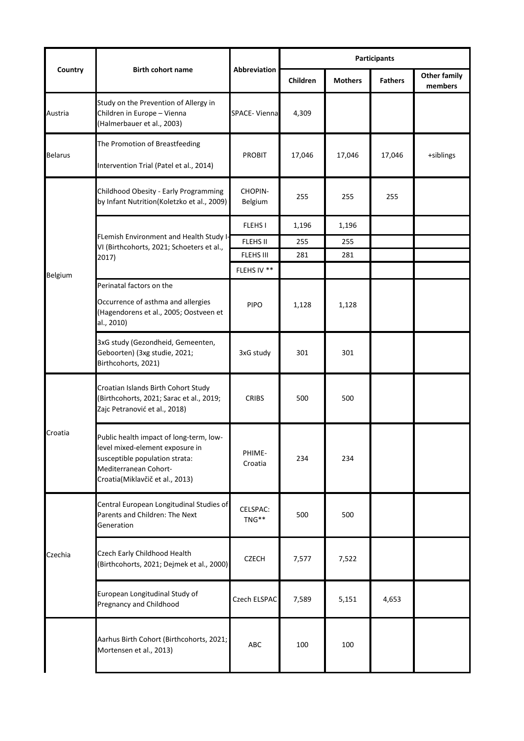| Country | Birth cohort name | Abbreviation | Participants | | | |
|---|---|---|---|---|---|---|
| | | | Children | Mothers | Fathers | Other family members |
| Austria | Study on the Prevention of Allergy in Children in Europe – Vienna (Halmerbauer et al., 2003) | SPACE- Vienna | 4,309 | | | |
| Belarus | The Promotion of Breastfeeding Intervention Trial (Patel et al., 2014) | PROBIT | 17,046 | 17,046 | 17,046 | +siblings |
| Belgium | Childhood Obesity - Early Programming by Infant Nutrition(Koletzko et al., 2009) | CHOPIN-Belgium | 255 | 255 | 255 | |
| | FLemish Environment and Health Study I-VI (Birthcohorts, 2021; Schoeters et al., 2017) | FLEHS I | 1,196 | 1,196 | | |
| | | FLEHS II | 255 | 255 | | |
| | | FLEHS III | 281 | 281 | | |
| | | FLEHS IV ** | | | | |
| | Perinatal factors on the Occurrence of asthma and allergies (Hagendorens et al., 2005; Oostveen et al., 2010) | PIPO | 1,128 | 1,128 | | |
| | 3xG study (Gezondheid, Gemeenten, Geboorten) (3xg studie, 2021; Birthcohorts, 2021) | 3xG study | 301 | 301 | | |
| Croatia | Croatian Islands Birth Cohort Study (Birthcohorts, 2021; Sarac et al., 2019; Zajc Petranović et al., 2018) | CRIBS | 500 | 500 | | |
| | Public health impact of long-term, low-level mixed-element exposure in susceptible population strata: Mediterranean Cohort-Croatia(Miklavčič et al., 2013) | PHIME-Croatia | 234 | 234 | | |
| Czechia | Central European Longitudinal Studies of Parents and Children: The Next Generation | CELSPAC: TNG** | 500 | 500 | | |
| | Czech Early Childhood Health (Birthcohorts, 2021; Dejmek et al., 2000) | CZECH | 7,577 | 7,522 | | |
| | European Longitudinal Study of Pregnancy and Childhood | Czech ELSPAC | 7,589 | 5,151 | 4,653 | |
| | Aarhus Birth Cohort (Birthcohorts, 2021; Mortensen et al., 2013) | ABC | 100 | 100 | | |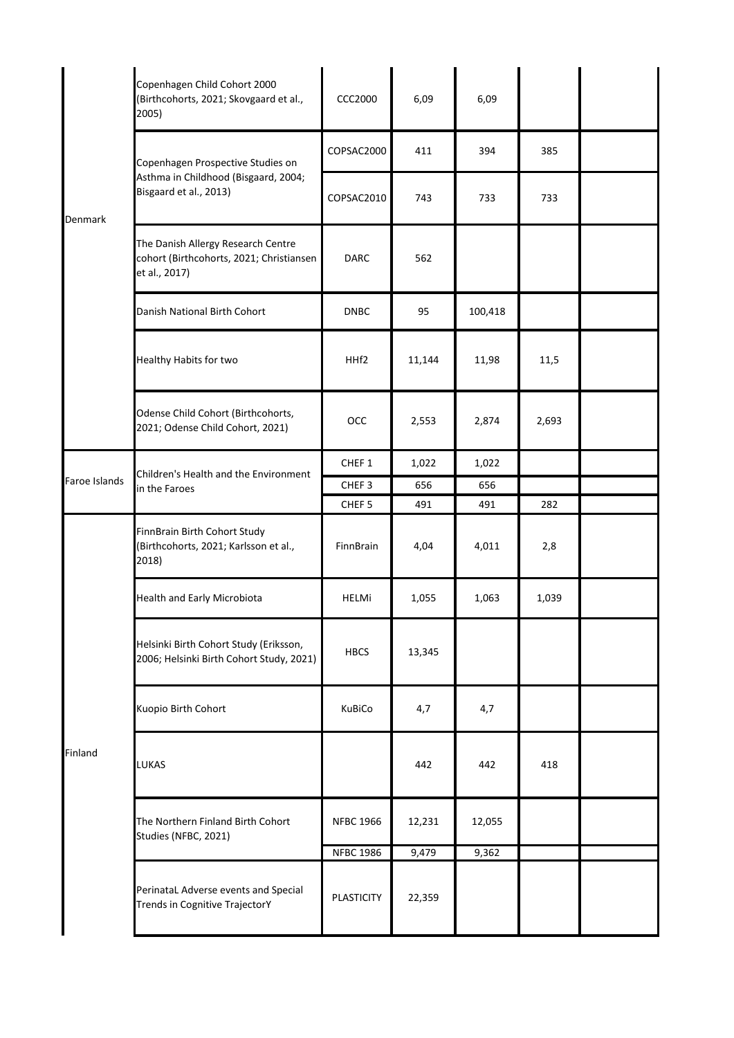| | | | | | | |
|---|---|---|---|---|---|---|
| Denmark | Copenhagen Child Cohort 2000 (Birthcohorts, 2021; Skovgaard et al., 2005) | CCC2000 | 6,09 | 6,09 | | |
| | Copenhagen Prospective Studies on Asthma in Childhood (Bisgaard, 2004; Bisgaard et al., 2013) | COPSAC2000 | 411 | 394 | 385 | |
| | | COPSAC2010 | 743 | 733 | 733 | |
| | The Danish Allergy Research Centre cohort (Birthcohorts, 2021; Christiansen et al., 2017) | DARC | 562 | | | |
| | Danish National Birth Cohort | DNBC | 95 | 100,418 | | |
| | Healthy Habits for two | HHf2 | 11,144 | 11,98 | 11,5 | |
| | Odense Child Cohort (Birthcohorts, 2021; Odense Child Cohort, 2021) | OCC | 2,553 | 2,874 | 2,693 | |
| Faroe Islands | Children's Health and the Environment in the Faroes | CHEF 1 | 1,022 | 1,022 | | |
| | | CHEF 3 | 656 | 656 | | |
| | | CHEF 5 | 491 | 491 | 282 | |
| Finland | FinnBrain Birth Cohort Study (Birthcohorts, 2021; Karlsson et al., 2018) | FinnBrain | 4,04 | 4,011 | 2,8 | |
| | Health and Early Microbiota | HELMi | 1,055 | 1,063 | 1,039 | |
| | Helsinki Birth Cohort Study (Eriksson, 2006; Helsinki Birth Cohort Study, 2021) | HBCS | 13,345 | | | |
| | Kuopio Birth Cohort | KuBiCo | 4,7 | 4,7 | | |
| | LUKAS | | 442 | 442 | 418 | |
| | The Northern Finland Birth Cohort Studies (NFBC, 2021) | NFBC 1966 | 12,231 | 12,055 | | |
| | | NFBC 1986 | 9,479 | 9,362 | | |
| | PerinataL Adverse events and Special Trends in Cognitive TrajectorY | PLASTICITY | 22,359 | | | |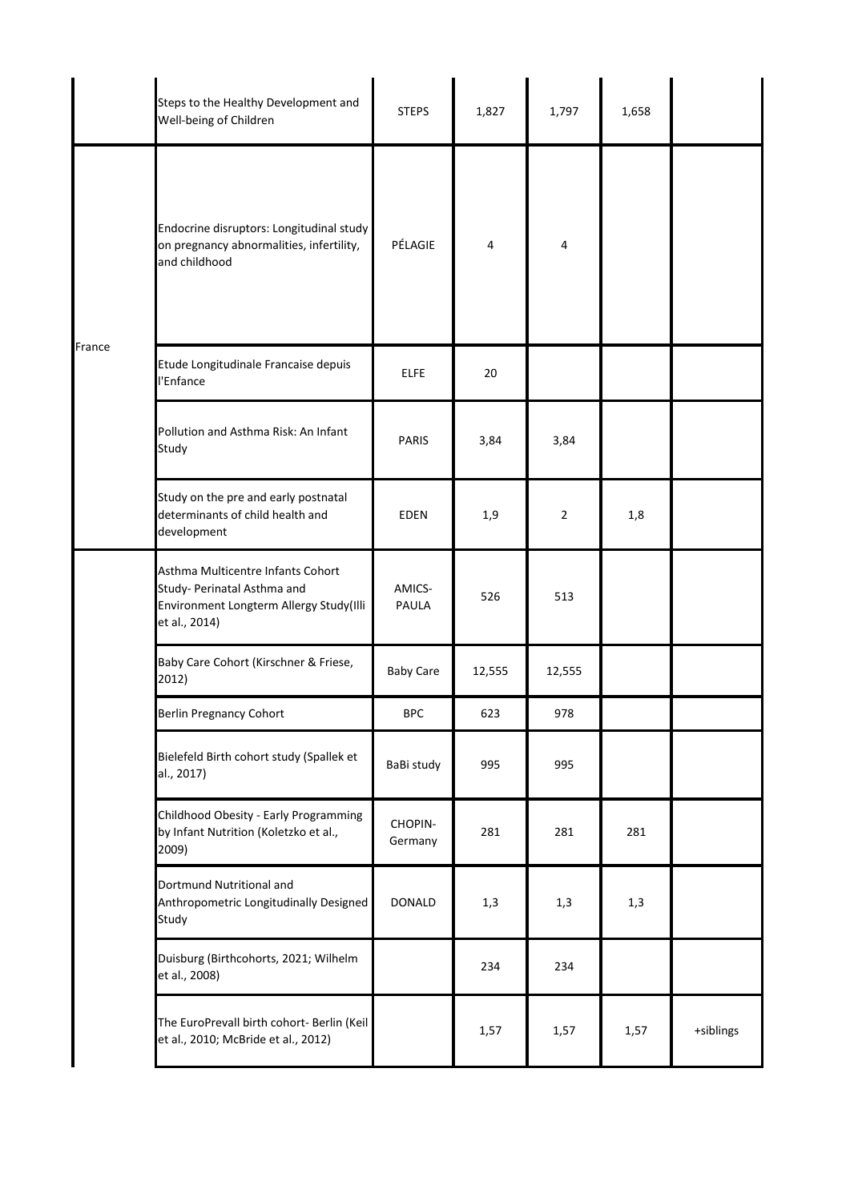| | | | | | | |
|---|---|---|---|---|---|---|
| | Steps to the Healthy Development and Well-being of Children | STEPS | 1,827 | 1,797 | 1,658 | |
| France | Endocrine disruptors: Longitudinal study on pregnancy abnormalities, infertility, and childhood | PÉLAGIE | 4 | 4 | | |
| | Etude Longitudinale Francaise depuis l'Enfance | ELFE | 20 | | | |
| | Pollution and Asthma Risk: An Infant Study | PARIS | 3,84 | 3,84 | | |
| | Study on the pre and early postnatal determinants of child health and development | EDEN | 1,9 | 2 | 1,8 | |
| | Asthma Multicentre Infants Cohort Study- Perinatal Asthma and Environment Longterm Allergy Study(Illi et al., 2014) | AMICS-PAULA | 526 | 513 | | |
| | Baby Care Cohort (Kirschner & Friese, 2012) | Baby Care | 12,555 | 12,555 | | |
| | Berlin Pregnancy Cohort | BPC | 623 | 978 | | |
| | Bielefeld Birth cohort study (Spallek et al., 2017) | BaBi study | 995 | 995 | | |
| | Childhood Obesity - Early Programming by Infant Nutrition (Koletzko et al., 2009) | CHOPIN-Germany | 281 | 281 | 281 | |
| | Dortmund Nutritional and Anthropometric Longitudinally Designed Study | DONALD | 1,3 | 1,3 | 1,3 | |
| | Duisburg (Birthcohorts, 2021; Wilhelm et al., 2008) | | 234 | 234 | | |
| | The EuroPrevall birth cohort- Berlin (Keil et al., 2010; McBride et al., 2012) | | 1,57 | 1,57 | 1,57 | +siblings |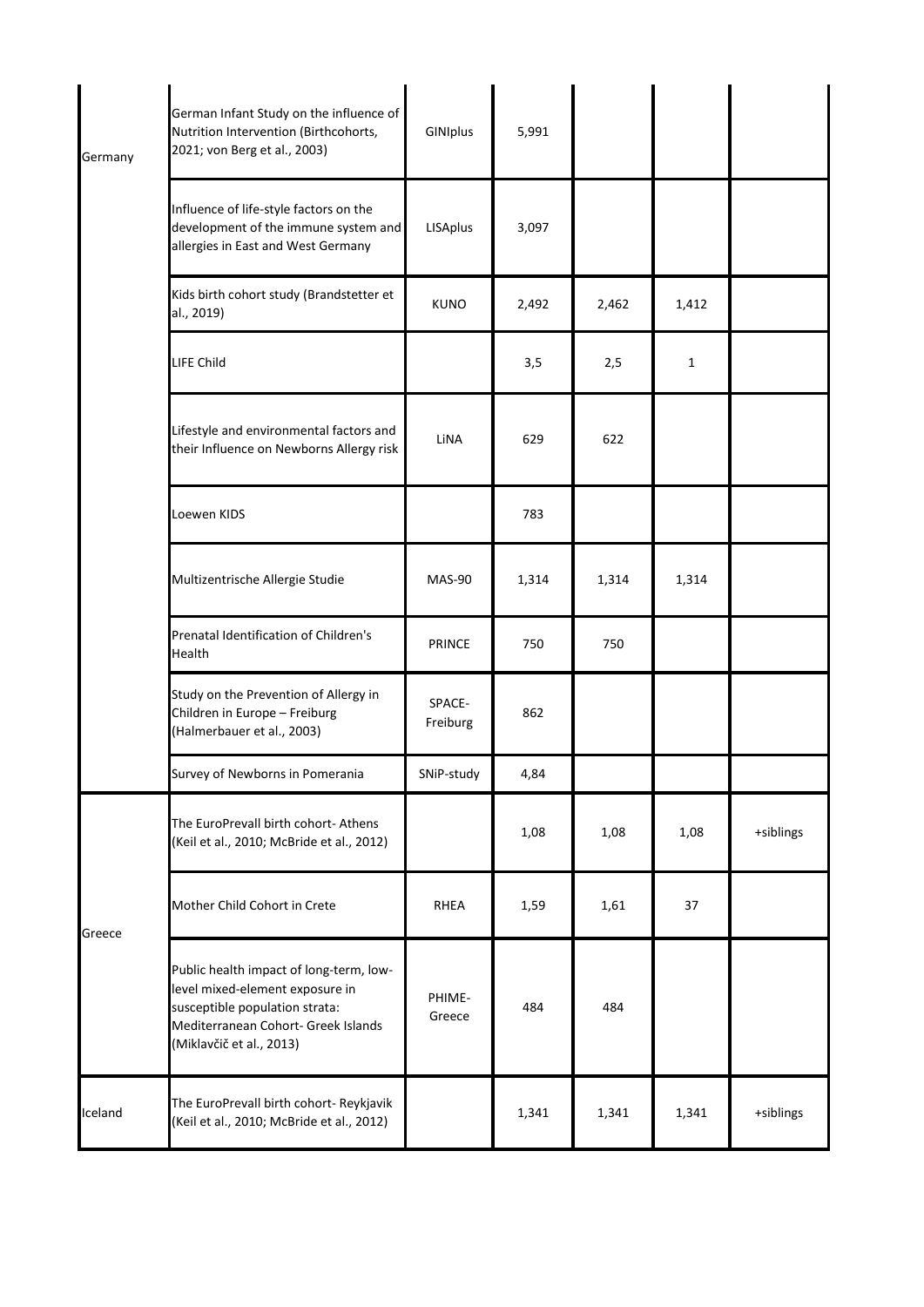| | | | | | | |
|---|---|---|---|---|---|---|
| Germany | German Infant Study on the influence of Nutrition Intervention (Birthcohorts, 2021; von Berg et al., 2003) | GINIplus | 5,991 | | | |
| | Influence of life-style factors on the development of the immune system and allergies in East and West Germany | LISAplus | 3,097 | | | |
| | Kids birth cohort study (Brandstetter et al., 2019) | KUNO | 2,492 | 2,462 | 1,412 | |
| | LIFE Child | | 3,5 | 2,5 | 1 | |
| | Lifestyle and environmental factors and their Influence on Newborns Allergy risk | LiNA | 629 | 622 | | |
| | Loewen KIDS | | 783 | | | |
| | Multizentrische Allergie Studie | MAS-90 | 1,314 | 1,314 | 1,314 | |
| | Prenatal Identification of Children's Health | PRINCE | 750 | 750 | | |
| | Study on the Prevention of Allergy in Children in Europe – Freiburg (Halmerbauer et al., 2003) | SPACE-Freiburg | 862 | | | |
| | Survey of Newborns in Pomerania | SNiP-study | 4,84 | | | |
| Greece | The EuroPrevall birth cohort- Athens (Keil et al., 2010; McBride et al., 2012) | | 1,08 | 1,08 | 1,08 | +siblings |
| | Mother Child Cohort in Crete | RHEA | 1,59 | 1,61 | 37 | |
| | Public health impact of long-term, low-level mixed-element exposure in susceptible population strata: Mediterranean Cohort- Greek Islands (Miklavčič et al., 2013) | PHIME-Greece | 484 | 484 | | |
| Iceland | The EuroPrevall birth cohort- Reykjavik (Keil et al., 2010; McBride et al., 2012) | | 1,341 | 1,341 | 1,341 | +siblings |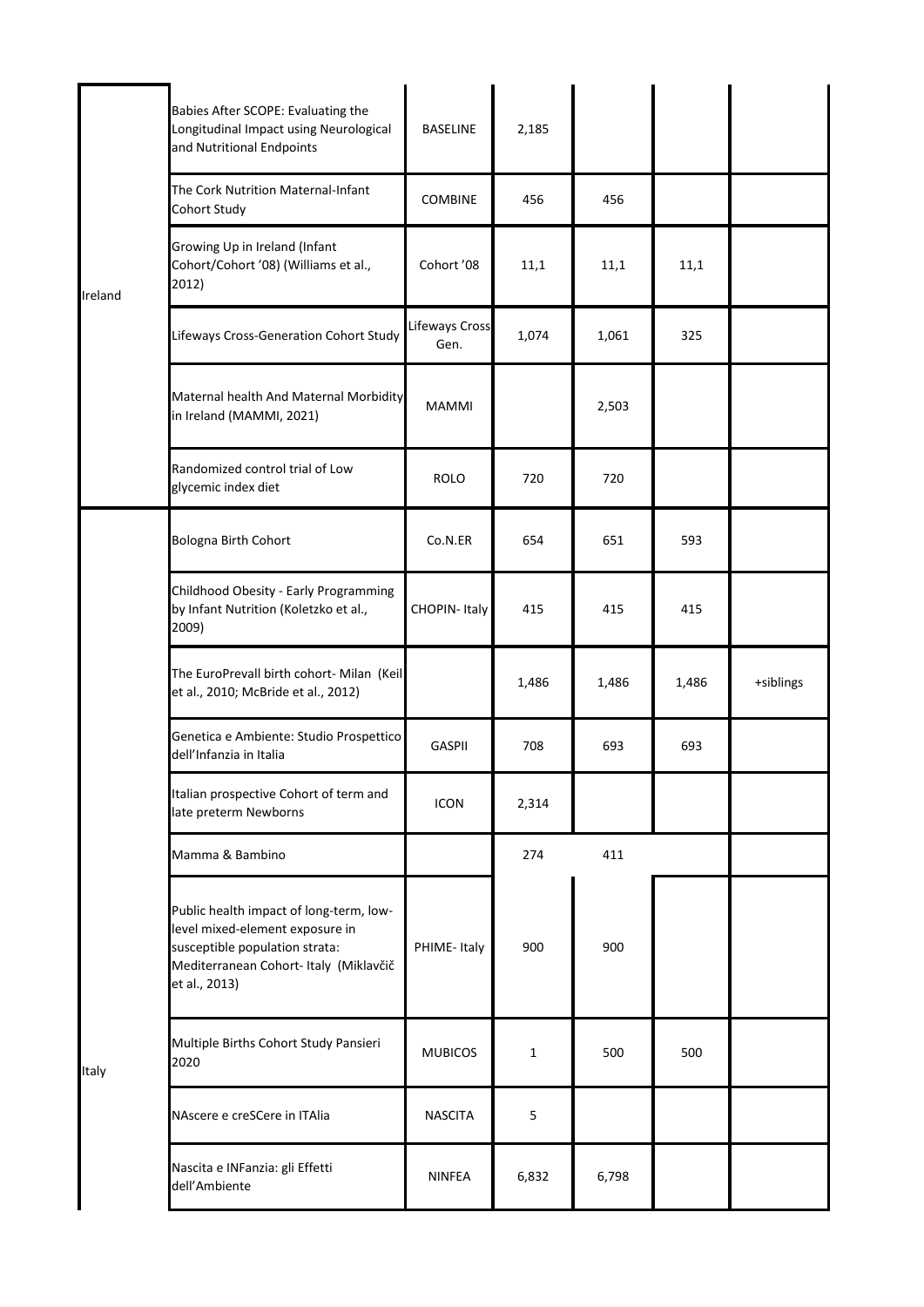| | | | | | | |
|---|---|---|---|---|---|---|
| Ireland | Babies After SCOPE: Evaluating the Longitudinal Impact using Neurological and Nutritional Endpoints | BASELINE | 2,185 | | | |
| | The Cork Nutrition Maternal-Infant Cohort Study | COMBINE | 456 | 456 | | |
| | Growing Up in Ireland (Infant Cohort/Cohort '08) (Williams et al., 2012) | Cohort '08 | 11,1 | 11,1 | 11,1 | |
| | Lifeways Cross-Generation Cohort Study | Lifeways Cross Gen. | 1,074 | 1,061 | 325 | |
| | Maternal health And Maternal Morbidity in Ireland (MAMMI, 2021) | MAMMI | | 2,503 | | |
| | Randomized control trial of Low glycemic index diet | ROLO | 720 | 720 | | |
| Italy | Bologna Birth Cohort | Co.N.ER | 654 | 651 | 593 | |
| | Childhood Obesity - Early Programming by Infant Nutrition (Koletzko et al., 2009) | CHOPIN- Italy | 415 | 415 | 415 | |
| | The EuroPrevall birth cohort- Milan (Keil et al., 2010; McBride et al., 2012) | | 1,486 | 1,486 | 1,486 | +siblings |
| | Genetica e Ambiente: Studio Prospettico dell'Infanzia in Italia | GASPII | 708 | 693 | 693 | |
| | Italian prospective Cohort of term and late preterm Newborns | ICON | 2,314 | | | |
| | Mamma & Bambino | | 274 | 411 | | |
| | Public health impact of long-term, low-level mixed-element exposure in susceptible population strata: Mediterranean Cohort- Italy (Miklavčič et al., 2013) | PHIME- Italy | 900 | 900 | | |
| | Multiple Births Cohort Study Pansieri 2020 | MUBICOS | 1 | 500 | 500 | |
| | NAscere e creSCere in ITAlia | NASCITA | 5 | | | |
| | Nascita e INFanzia: gli Effetti dell'Ambiente | NINFEA | 6,832 | 6,798 | | |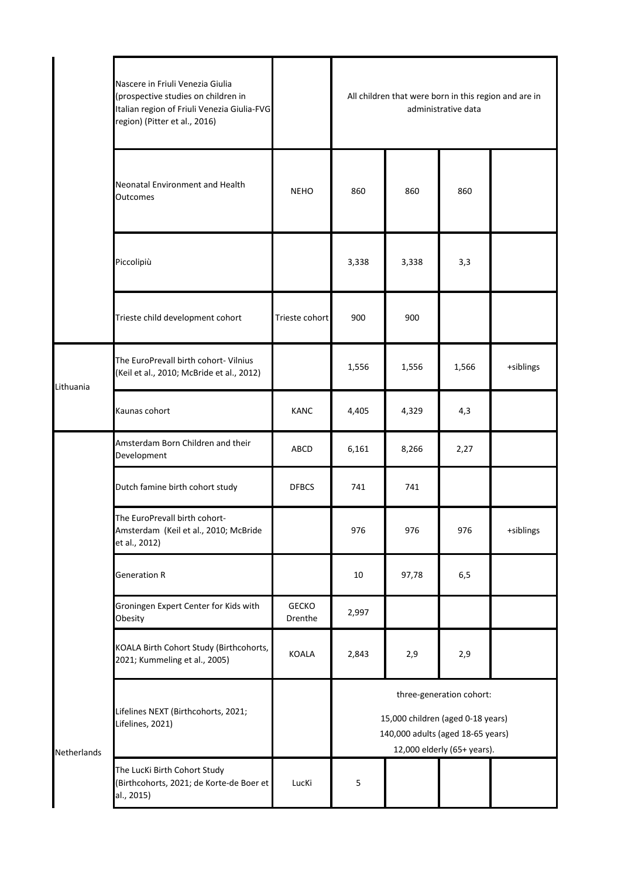| | | | | | | |
|---|---|---|---|---|---|---|
| | Nascere in Friuli Venezia Giulia (prospective studies on children in Italian region of Friuli Venezia Giulia-FVG region) (Pitter et al., 2016) | | All children that were born in this region and are in administrative data | | | |
| | Neonatal Environment and Health Outcomes | NEHO | 860 | 860 | 860 | |
| | Piccolipiù | | 3,338 | 3,338 | 3,3 | |
| | Trieste child development cohort | Trieste cohort | 900 | 900 | | |
| Lithuania | The EuroPrevall birth cohort- Vilnius (Keil et al., 2010; McBride et al., 2012) | | 1,556 | 1,556 | 1,566 | +siblings |
| | Kaunas cohort | KANC | 4,405 | 4,329 | 4,3 | |
| Netherlands | Amsterdam Born Children and their Development | ABCD | 6,161 | 8,266 | 2,27 | |
| | Dutch famine birth cohort study | DFBCS | 741 | 741 | | |
| | The EuroPrevall birth cohort- Amsterdam (Keil et al., 2010; McBride et al., 2012) | | 976 | 976 | 976 | +siblings |
| | Generation R | | 10 | 97,78 | 6,5 | |
| | Groningen Expert Center for Kids with Obesity | GECKO Drenthe | 2,997 | | | |
| | KOALA Birth Cohort Study (Birthcohorts, 2021; Kummeling et al., 2005) | KOALA | 2,843 | 2,9 | 2,9 | |
| | Lifelines NEXT (Birthcohorts, 2021; Lifelines, 2021) | | three-generation cohort: 15,000 children (aged 0-18 years) 140,000 adults (aged 18-65 years) 12,000 elderly (65+ years). | | | |
| | The LucKi Birth Cohort Study (Birthcohorts, 2021; de Korte-de Boer et al., 2015) | LucKi | 5 | | | |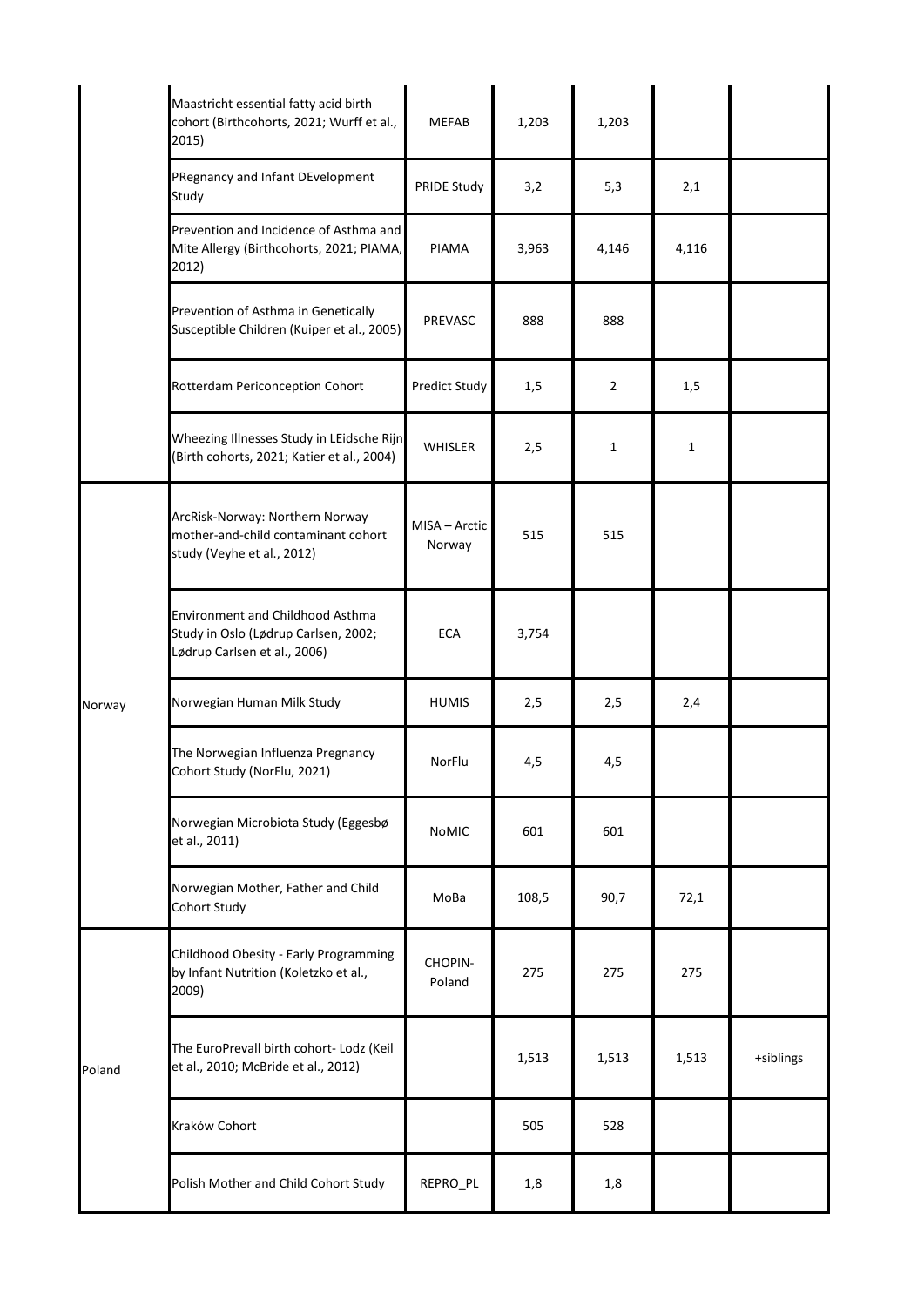| | | | | | | |
|---|---|---|---|---|---|---|
| | Maastricht essential fatty acid birth cohort (Birthcohorts, 2021; Wurff et al., 2015) | MEFAB | 1,203 | 1,203 | | |
| | PRegnancy and Infant DEvelopment Study | PRIDE Study | 3,2 | 5,3 | 2,1 | |
| | Prevention and Incidence of Asthma and Mite Allergy (Birthcohorts, 2021; PIAMA, 2012) | PIAMA | 3,963 | 4,146 | 4,116 | |
| | Prevention of Asthma in Genetically Susceptible Children (Kuiper et al., 2005) | PREVASC | 888 | 888 | | |
| | Rotterdam Periconception Cohort | Predict Study | 1,5 | 2 | 1,5 | |
| | Wheezing Illnesses Study in LEidsche Rijn (Birth cohorts, 2021; Katier et al., 2004) | WHISLER | 2,5 | 1 | 1 | |
| Norway | ArcRisk-Norway: Northern Norway mother-and-child contaminant cohort study (Veyhe et al., 2012) | MISA – Arctic Norway | 515 | 515 | | |
| | Environment and Childhood Asthma Study in Oslo (Lødrup Carlsen, 2002; Lødrup Carlsen et al., 2006) | ECA | 3,754 | | | |
| | Norwegian Human Milk Study | HUMIS | 2,5 | 2,5 | 2,4 | |
| | The Norwegian Influenza Pregnancy Cohort Study (NorFlu, 2021) | NorFlu | 4,5 | 4,5 | | |
| | Norwegian Microbiota Study (Eggesbø et al., 2011) | NoMIC | 601 | 601 | | |
| | Norwegian Mother, Father and Child Cohort Study | MoBa | 108,5 | 90,7 | 72,1 | |
| Poland | Childhood Obesity - Early Programming by Infant Nutrition (Koletzko et al., 2009) | CHOPIN-Poland | 275 | 275 | 275 | |
| | The EuroPrevall birth cohort- Lodz (Keil et al., 2010; McBride et al., 2012) | | 1,513 | 1,513 | 1,513 | +siblings |
| | Kraków Cohort | | 505 | 528 | | |
| | Polish Mother and Child Cohort Study | REPRO_PL | 1,8 | 1,8 | | |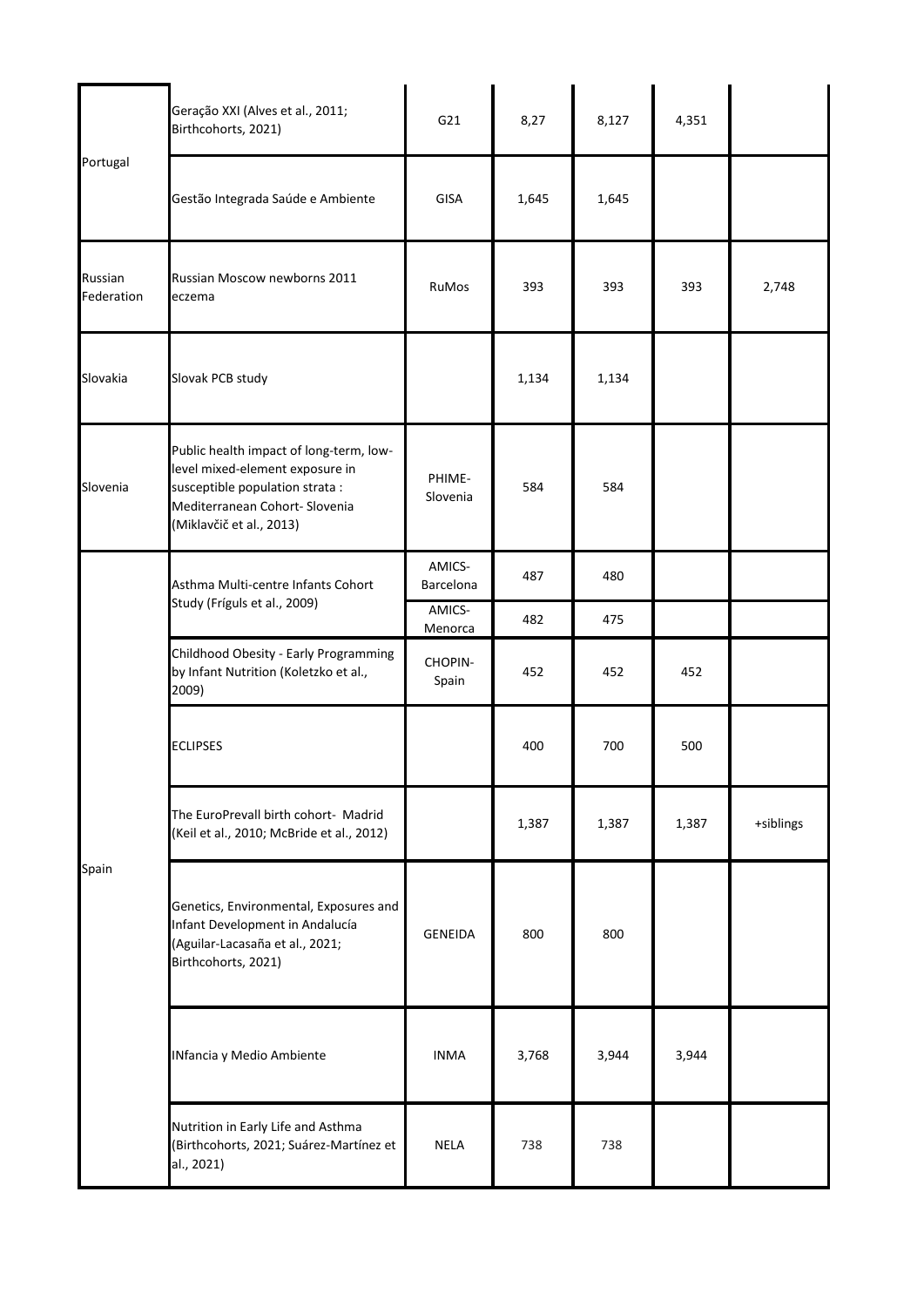| | | | | | | |
|---|---|---|---|---|---|---|
| Portugal | Geração XXI (Alves et al., 2011; Birthcohorts, 2021) | G21 | 8,27 | 8,127 | 4,351 | |
| | Gestão Integrada Saúde e Ambiente | GISA | 1,645 | 1,645 | | |
| Russian Federation | Russian Moscow newborns 2011 eczema | RuMos | 393 | 393 | 393 | 2,748 |
| Slovakia | Slovak PCB study | | 1,134 | 1,134 | | |
| Slovenia | Public health impact of long-term, low-level mixed-element exposure in susceptible population strata : Mediterranean Cohort- Slovenia (Miklavčič et al., 2013) | PHIME-Slovenia | 584 | 584 | | |
| Spain | Asthma Multi-centre Infants Cohort Study (Fríguls et al., 2009) | AMICS-Barcelona | 487 | 480 | | |
| | | AMICS-Menorca | 482 | 475 | | |
| | Childhood Obesity - Early Programming by Infant Nutrition (Koletzko et al., 2009) | CHOPIN-Spain | 452 | 452 | 452 | |
| | ECLIPSES | | 400 | 700 | 500 | |
| | The EuroPrevall birth cohort- Madrid (Keil et al., 2010; McBride et al., 2012) | | 1,387 | 1,387 | 1,387 | +siblings |
| | Genetics, Environmental, Exposures and Infant Development in Andalucía (Aguilar-Lacasaña et al., 2021; Birthcohorts, 2021) | GENEIDA | 800 | 800 | | |
| | INfancia y Medio Ambiente | INMA | 3,768 | 3,944 | 3,944 | |
| | Nutrition in Early Life and Asthma (Birthcohorts, 2021; Suárez-Martínez et al., 2021) | NELA | 738 | 738 | | |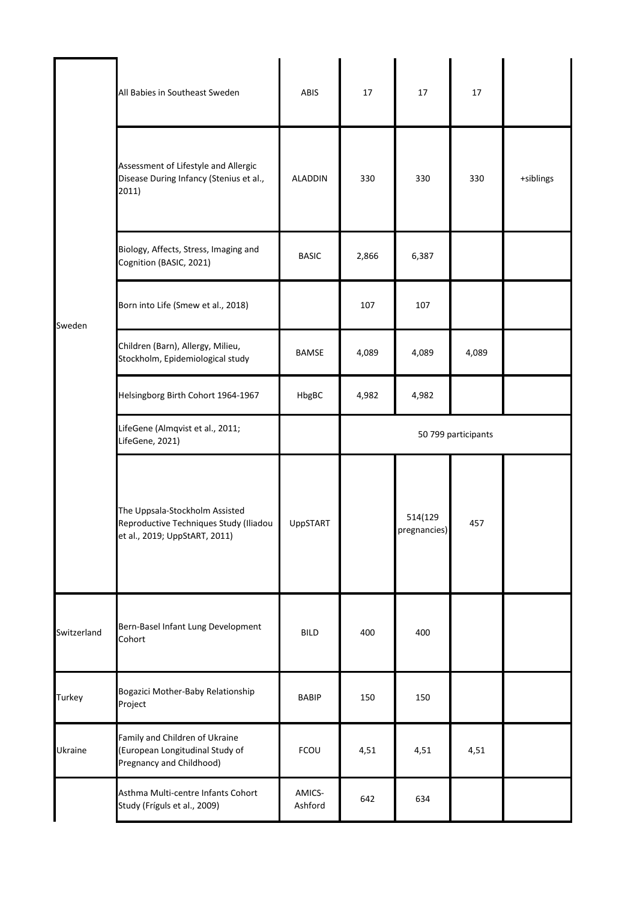| | | | | | | |
|---|---|---|---|---|---|---|
| Sweden | All Babies in Southeast Sweden | ABIS | 17 | 17 | 17 | |
| | Assessment of Lifestyle and Allergic Disease During Infancy (Stenius et al., 2011) | ALADDIN | 330 | 330 | 330 | +siblings |
| | Biology, Affects, Stress, Imaging and Cognition (BASIC, 2021) | BASIC | 2,866 | 6,387 | | |
| | Born into Life (Smew et al., 2018) | | 107 | 107 | | |
| | Children (Barn), Allergy, Milieu, Stockholm, Epidemiological study | BAMSE | 4,089 | 4,089 | 4,089 | |
| | Helsingborg Birth Cohort 1964-1967 | HbgBC | 4,982 | 4,982 | | |
| | LifeGene (Almqvist et al., 2011; LifeGene, 2021) | | 50 799 participants | | | |
| | The Uppsala-Stockholm Assisted Reproductive Techniques Study (Iliadou et al., 2019; UppStART, 2011) | UppSTART | | 514(129 pregnancies) | 457 | |
| Switzerland | Bern-Basel Infant Lung Development Cohort | BILD | 400 | 400 | | |
| Turkey | Bogazici Mother-Baby Relationship Project | BABIP | 150 | 150 | | |
| Ukraine | Family and Children of Ukraine (European Longitudinal Study of Pregnancy and Childhood) | FCOU | 4,51 | 4,51 | 4,51 | |
| | Asthma Multi-centre Infants Cohort Study (Fríguls et al., 2009) | AMICS-Ashford | 642 | 634 | | |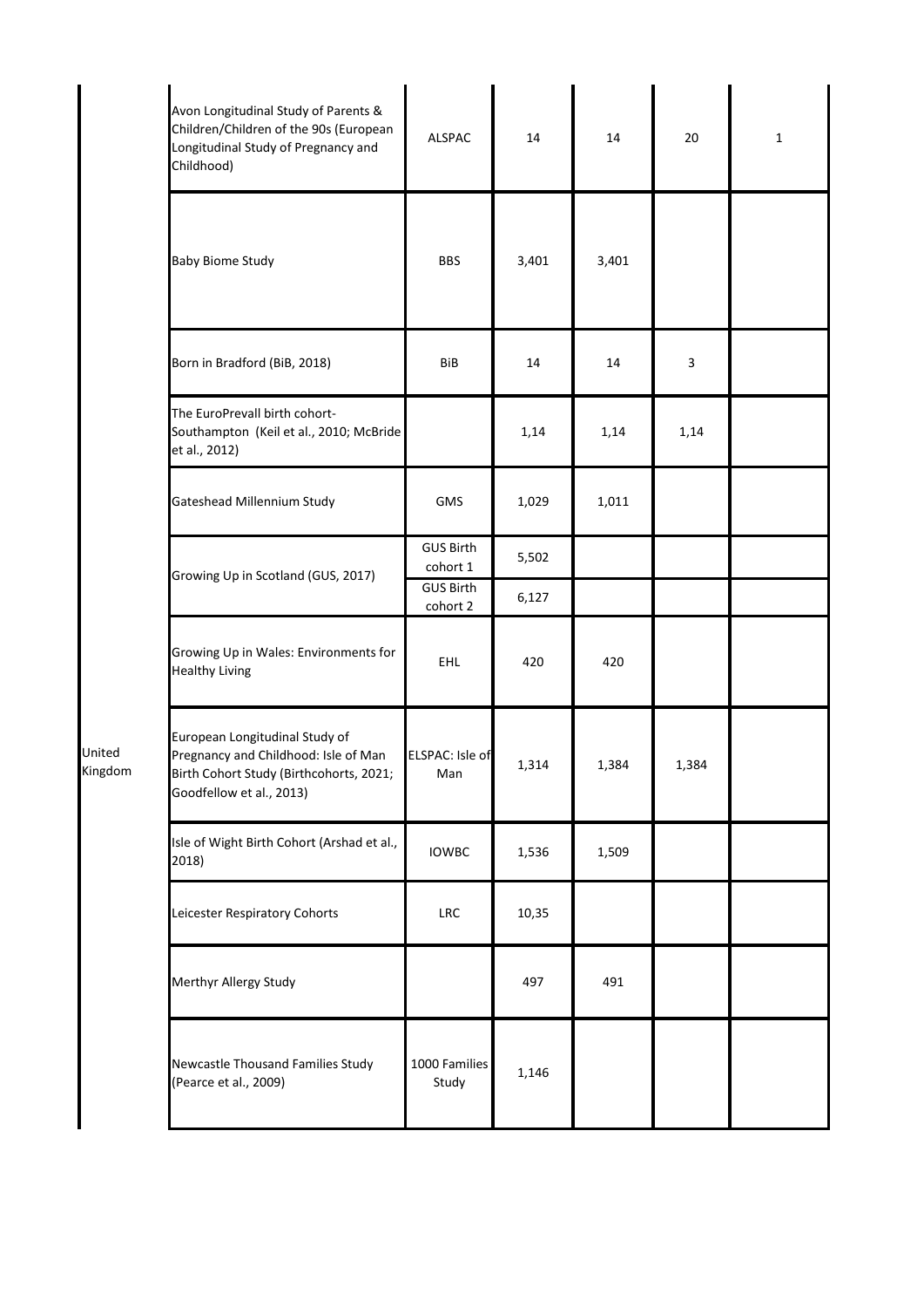| | | | | | | |
|---|---|---|---|---|---|---|
| United Kingdom | Avon Longitudinal Study of Parents & Children/Children of the 90s (European Longitudinal Study of Pregnancy and Childhood) | ALSPAC | 14 | 14 | 20 | 1 |
| | Baby Biome Study | BBS | 3,401 | 3,401 | | |
| | Born in Bradford (BiB, 2018) | BiB | 14 | 14 | 3 | |
| | The EuroPrevall birth cohort- Southampton (Keil et al., 2010; McBride et al., 2012) | | 1,14 | 1,14 | 1,14 | |
| | Gateshead Millennium Study | GMS | 1,029 | 1,011 | | |
| | Growing Up in Scotland (GUS, 2017) | GUS Birth cohort 1 | 5,502 | | | |
| | | GUS Birth cohort 2 | 6,127 | | | |
| | Growing Up in Wales: Environments for Healthy Living | EHL | 420 | 420 | | |
| | European Longitudinal Study of Pregnancy and Childhood: Isle of Man Birth Cohort Study (Birthcohorts, 2021; Goodfellow et al., 2013) | ELSPAC: Isle of Man | 1,314 | 1,384 | 1,384 | |
| | Isle of Wight Birth Cohort (Arshad et al., 2018) | IOWBC | 1,536 | 1,509 | | |
| | Leicester Respiratory Cohorts | LRC | 10,35 | | | |
| | Merthyr Allergy Study | | 497 | 491 | | |
| | Newcastle Thousand Families Study (Pearce et al., 2009) | 1000 Families Study | 1,146 | | | |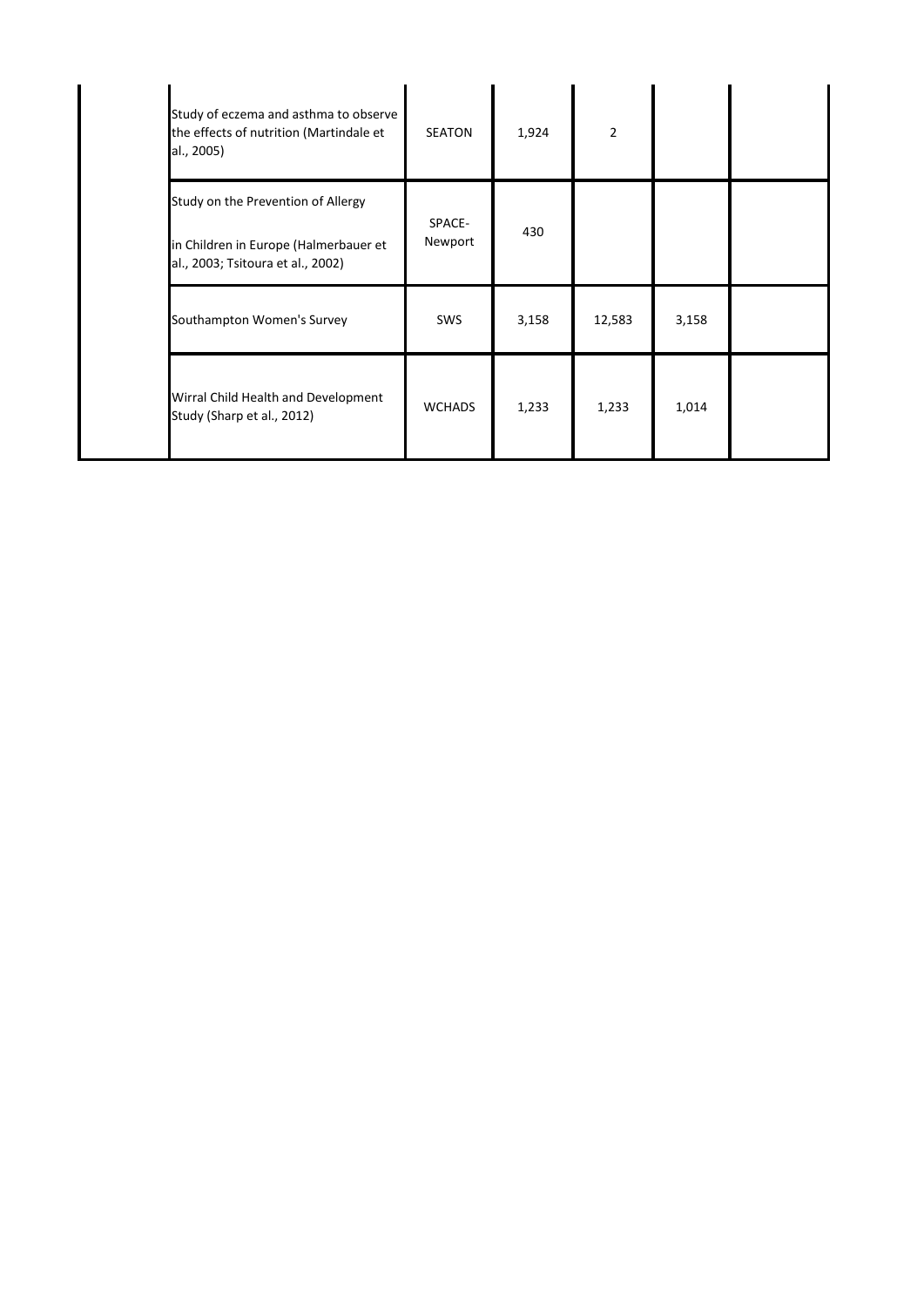| | | | | | | |
|---|---|---|---|---|---|---|
| | Study of eczema and asthma to observe the effects of nutrition (Martindale et al., 2005) | SEATON | 1,924 | 2 | | |
| | Study on the Prevention of Allergy<br><br>in Children in Europe (Halmerbauer et al., 2003; Tsitoura et al., 2002) | SPACE-Newport | 430 | | | |
| | Southampton Women's Survey | SWS | 3,158 | 12,583 | 3,158 | |
| | Wirral Child Health and Development Study (Sharp et al., 2012) | WCHADS | 1,233 | 1,233 | 1,014 | |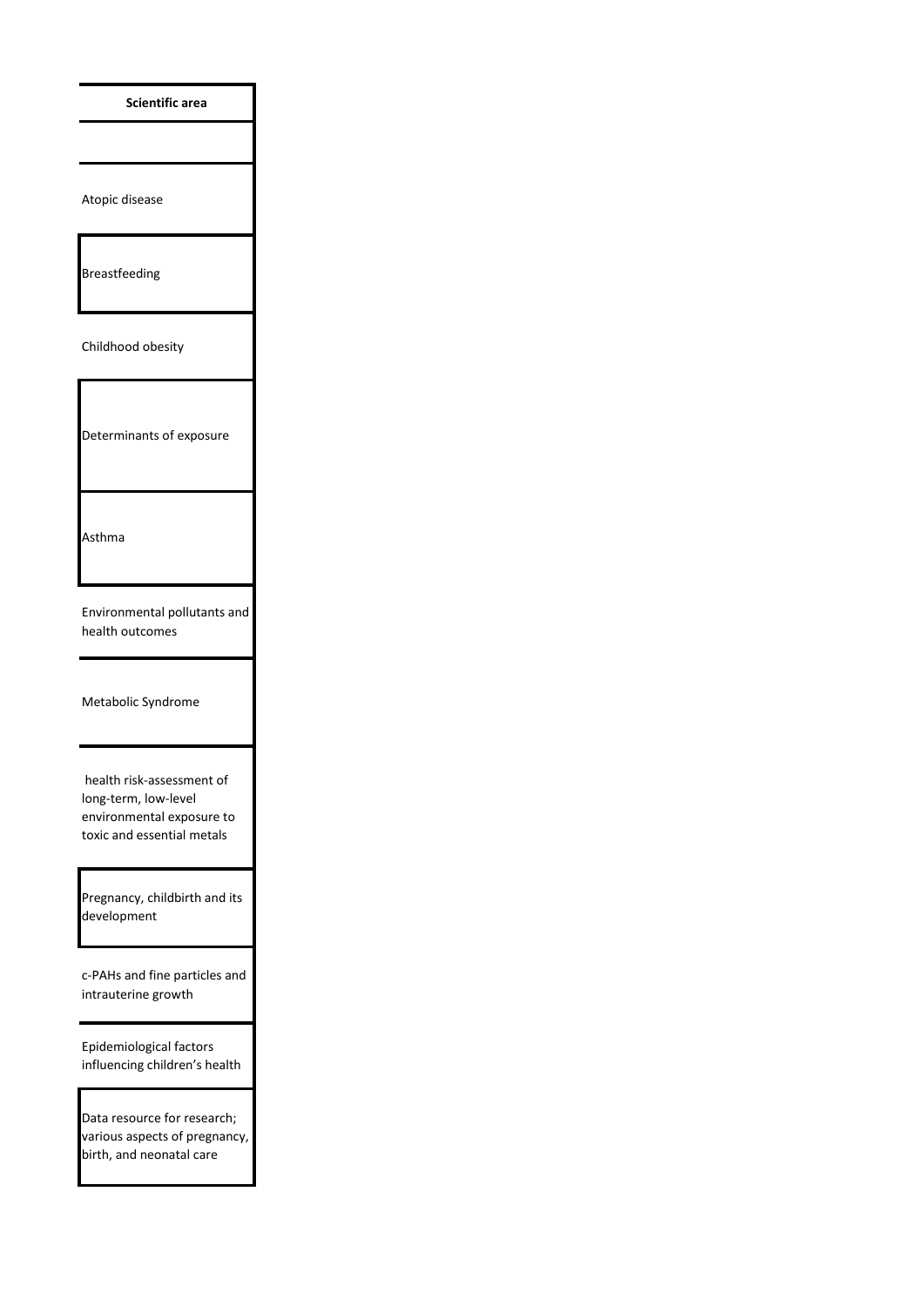| Scientific area |
| --- |
| |
| Atopic disease |
| Breastfeeding |
| Childhood obesity |
| Determinants of exposure |
| Asthma |
| Environmental pollutants and health outcomes |
| Metabolic Syndrome |
| health risk-assessment of long-term, low-level environmental exposure to toxic and essential metals |
| Pregnancy, childbirth and its development |
| c-PAHs and fine particles and intrauterine growth |
| Epidemiological factors influencing children's health |
| Data resource for research; various aspects of pregnancy, birth, and neonatal care |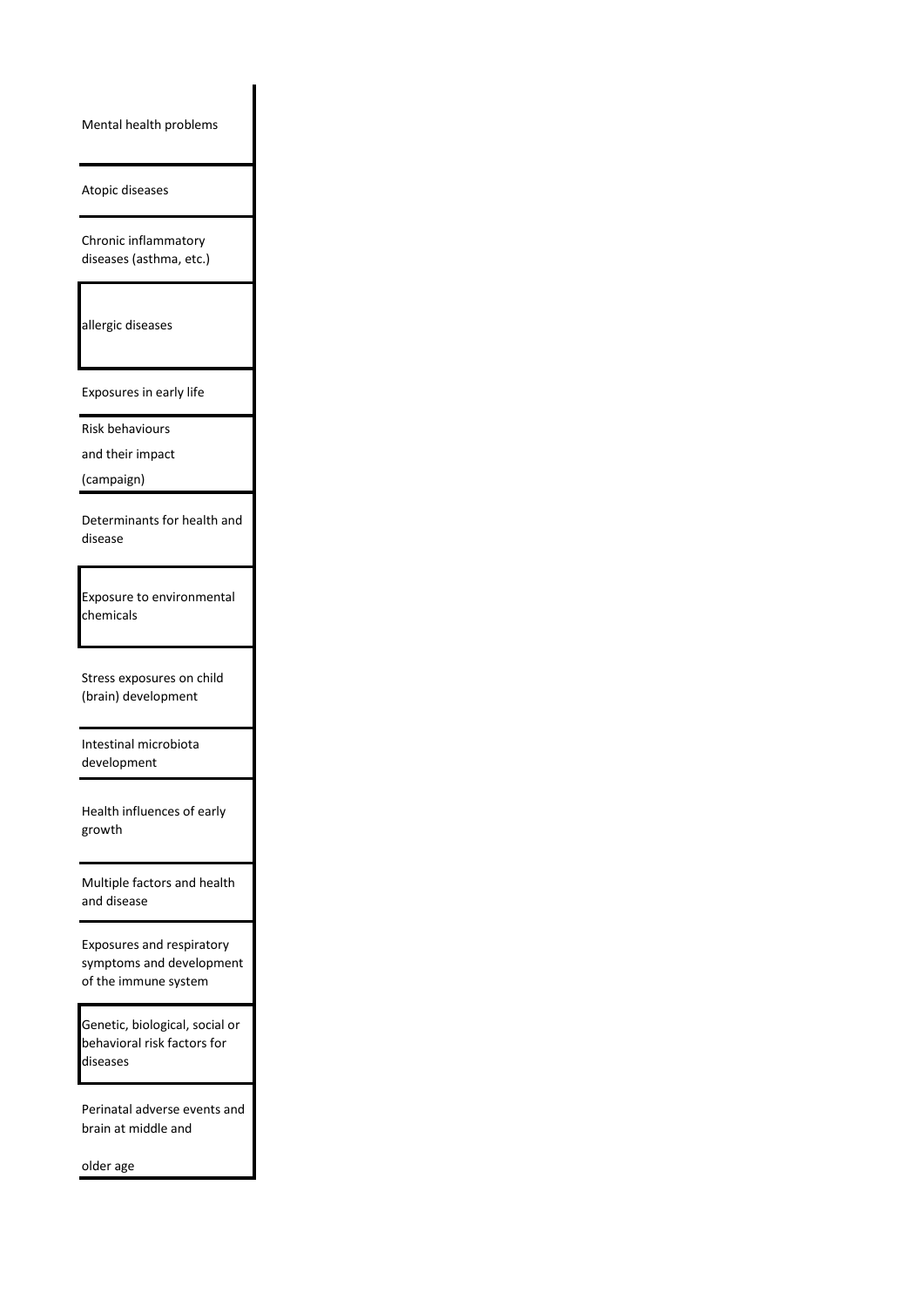| |
|---|
| Mental health problems |
| Atopic diseases |
| Chronic inflammatory diseases (asthma, etc.) |
| allergic diseases |
| Exposures in early life |
| Risk behaviours and their impact (campaign) |
| Determinants for health and disease |
| Exposure to environmental chemicals |
| Stress exposures on child (brain) development |
| Intestinal microbiota development |
| Health influences of early growth |
| Multiple factors and health and disease |
| Exposures and respiratory symptoms and development of the immune system |
| Genetic, biological, social or behavioral risk factors for diseases |
| Perinatal adverse events and brain at middle and older age |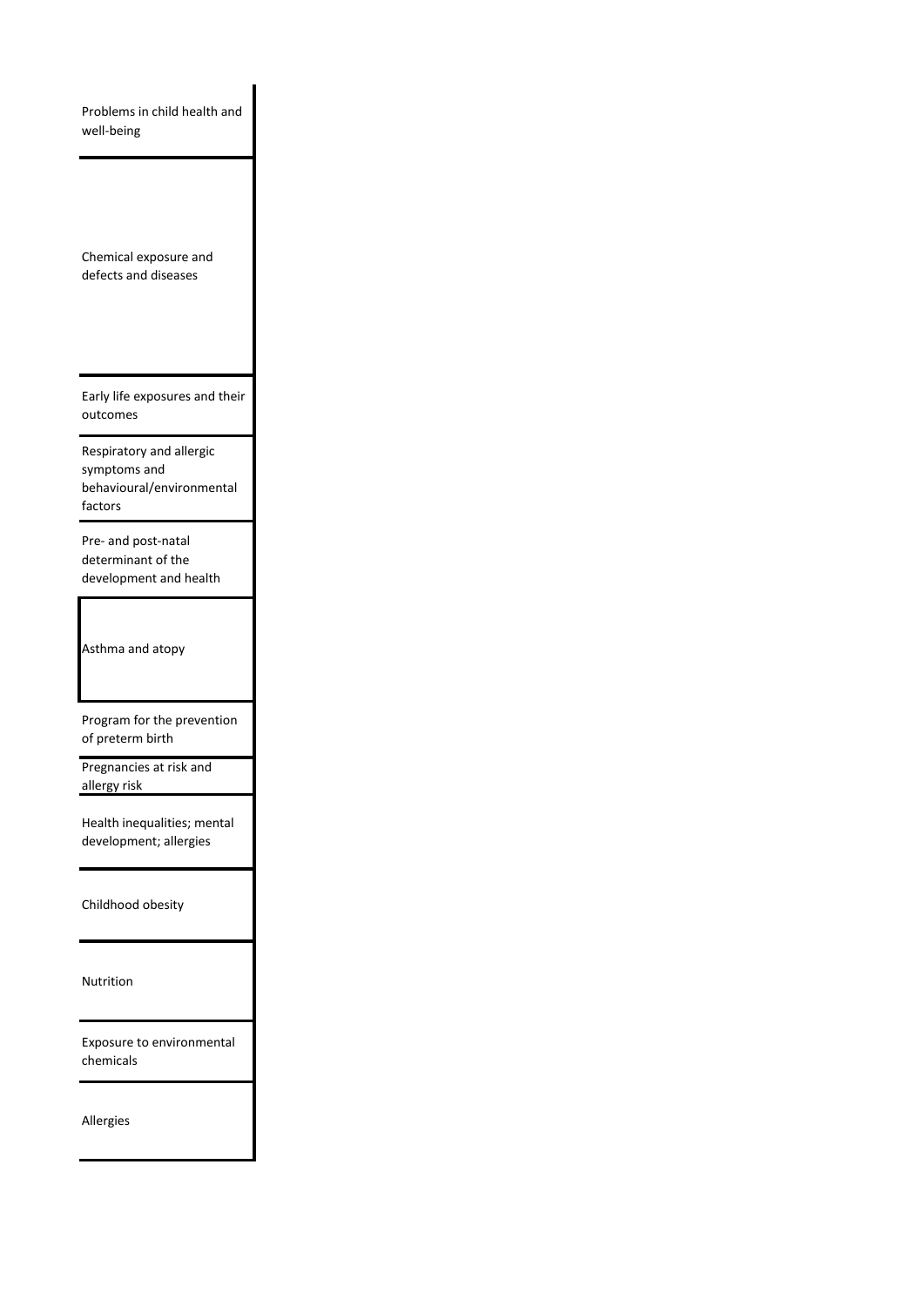| |
|---|
| Problems in child health and well-being |
| Chemical exposure and defects and diseases |
| Early life exposures and their outcomes |
| Respiratory and allergic symptoms and behavioural/environmental factors |
| Pre- and post-natal determinant of the development and health |
| Asthma and atopy |
| Program for the prevention of preterm birth |
| Pregnancies at risk and allergy risk |
| Health inequalities; mental development; allergies |
| Childhood obesity |
| Nutrition |
| Exposure to environmental chemicals |
| Allergies |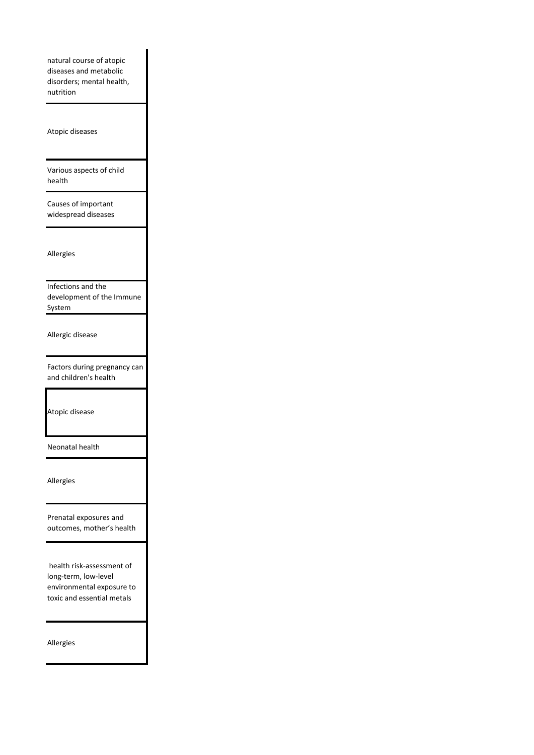| |
|---|
| natural course of atopic diseases and metabolic disorders; mental health, nutrition |
| Atopic diseases |
| Various aspects of child health |
| Causes of important widespread diseases |
| Allergies |
| Infections and the development of the Immune System |
| Allergic disease |
| Factors during pregnancy can and children's health |
| Atopic disease |
| Neonatal health |
| Allergies |
| Prenatal exposures and outcomes, mother's health |
| health risk-assessment of long-term, low-level environmental exposure to toxic and essential metals |
| Allergies |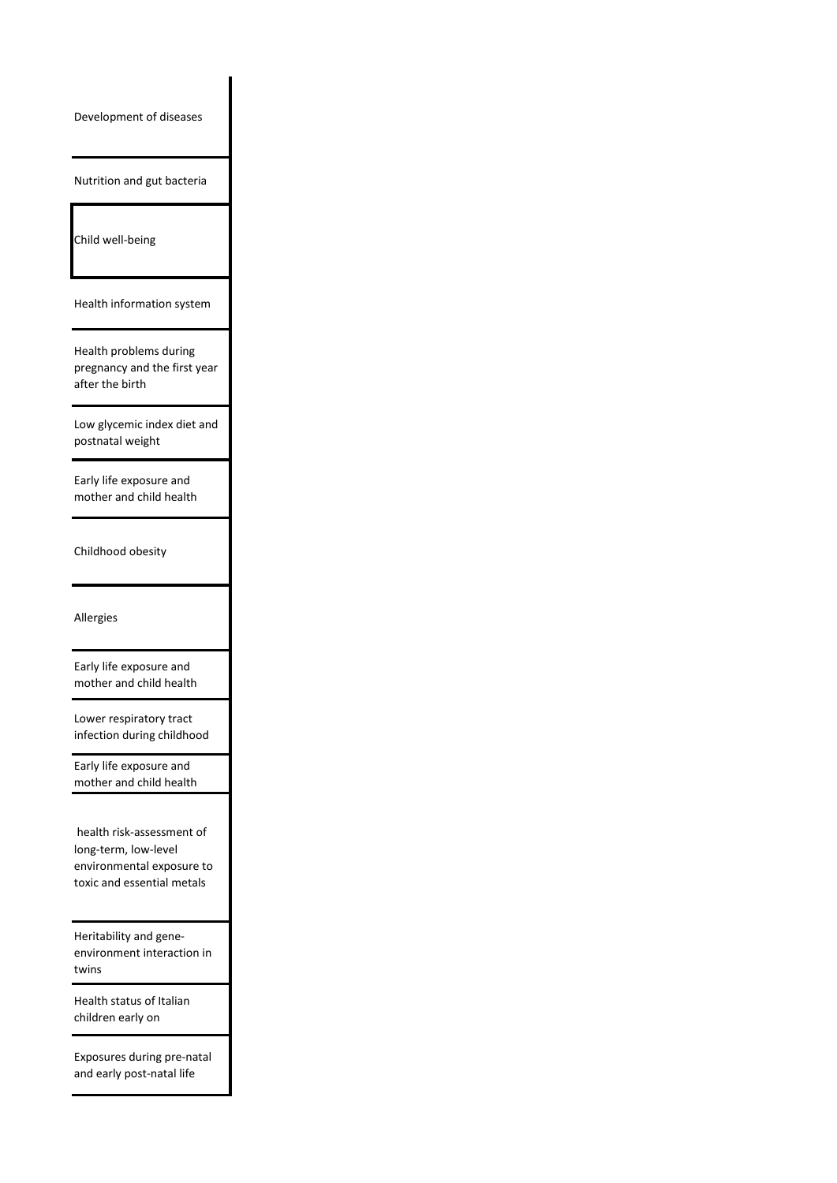| |
|---|
| Development of diseases |
| Nutrition and gut bacteria |
| Child well-being |
| Health information system |
| Health problems during pregnancy and the first year after the birth |
| Low glycemic index diet and postnatal weight |
| Early life exposure and mother and child health |
| Childhood obesity |
| Allergies |
| Early life exposure and mother and child health |
| Lower respiratory tract infection during childhood |
| Early life exposure and mother and child health |
| health risk-assessment of long-term, low-level environmental exposure to toxic and essential metals |
| Heritability and gene-environment interaction in twins |
| Health status of Italian children early on |
| Exposures during pre-natal and early post-natal life |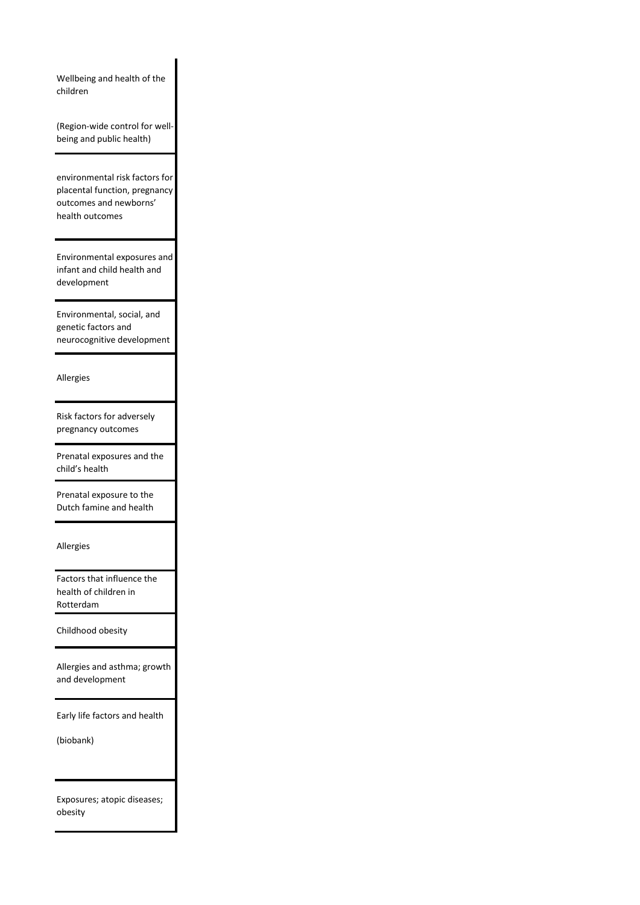| |
|---|
| Wellbeing and health of the children<br><br>(Region-wide control for well-being and public health) |
| environmental risk factors for placental function, pregnancy outcomes and newborns' health outcomes |
| Environmental exposures and infant and child health and development |
| Environmental, social, and genetic factors and neurocognitive development |
| Allergies |
| Risk factors for adversely pregnancy outcomes |
| Prenatal exposures and the child's health |
| Prenatal exposure to the Dutch famine and health |
| Allergies |
| Factors that influence the health of children in Rotterdam |
| Childhood obesity |
| Allergies and asthma; growth and development |
| Early life factors and health<br><br>(biobank) |
| Exposures; atopic diseases; obesity |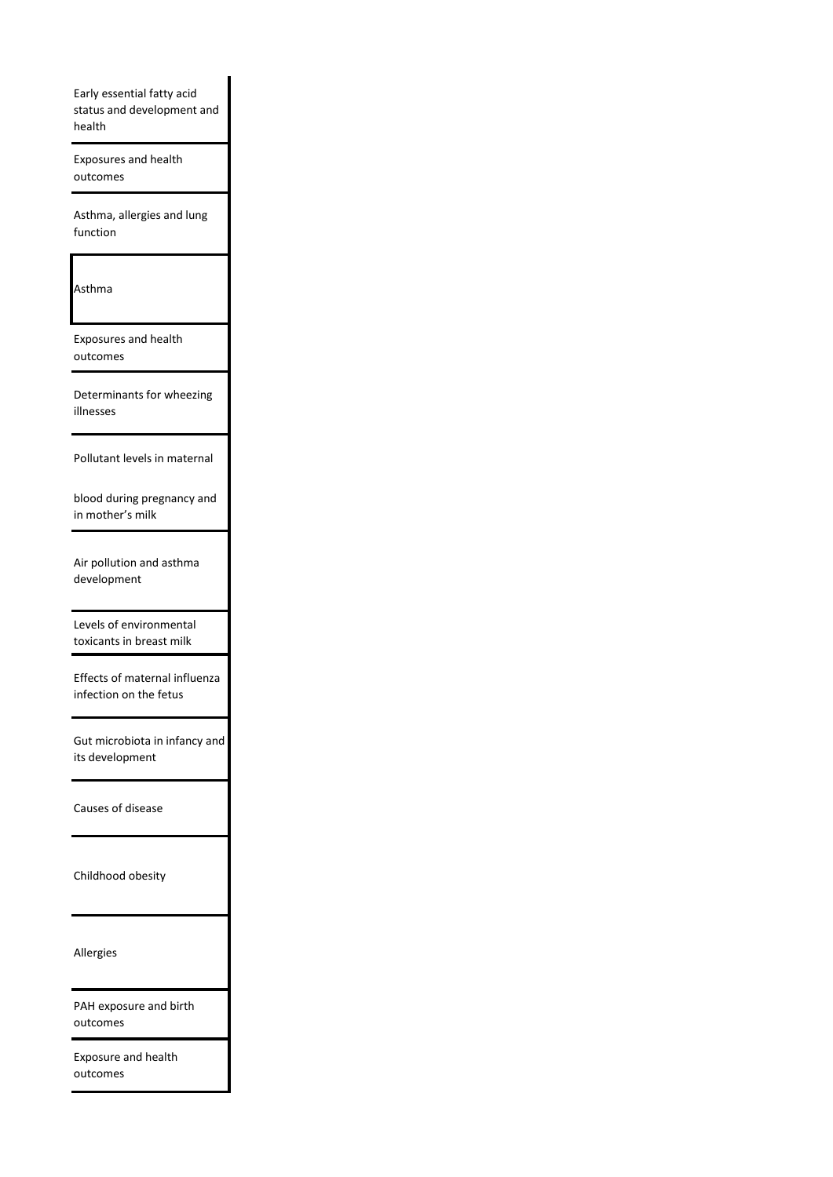| |
|---|
| Early essential fatty acid status and development and health |
| Exposures and health outcomes |
| Asthma, allergies and lung function |
| Asthma |
| Exposures and health outcomes |
| Determinants for wheezing illnesses |
| Pollutant levels in maternal blood during pregnancy and in mother’s milk |
| Air pollution and asthma development |
| Levels of environmental toxicants in breast milk |
| Effects of maternal influenza infection on the fetus |
| Gut microbiota in infancy and its development |
| Causes of disease |
| Childhood obesity |
| Allergies |
| PAH exposure and birth outcomes |
| Exposure and health outcomes |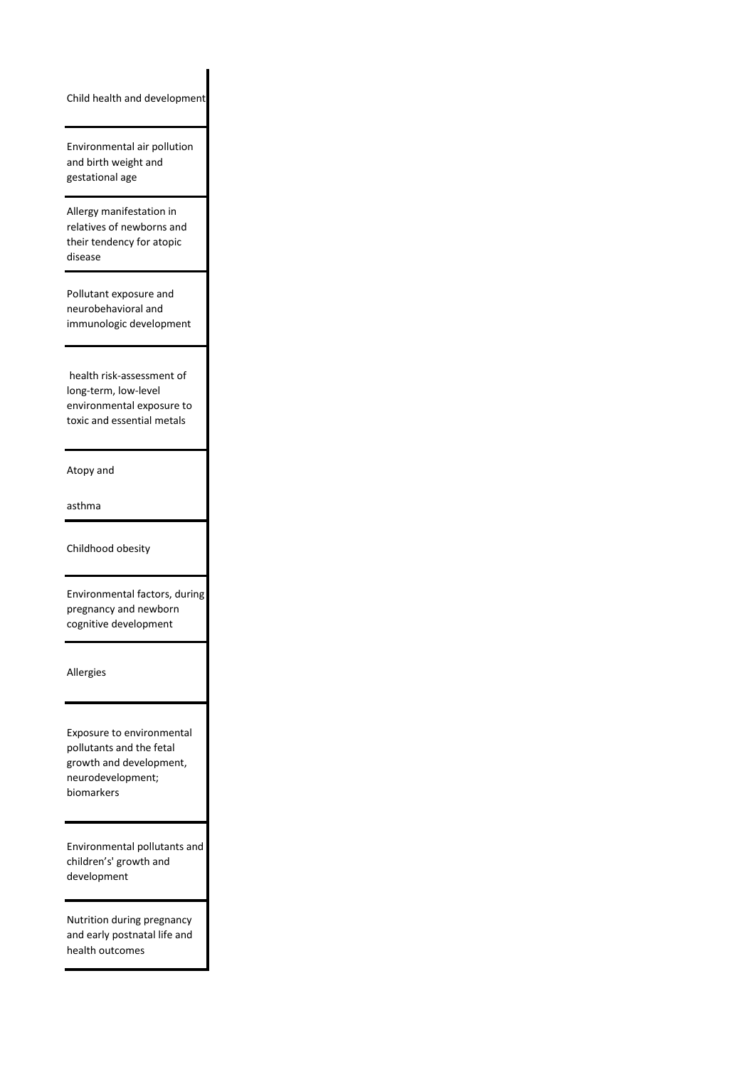| Child health and development |
| --- |
| Environmental air pollution and birth weight and gestational age |
| Allergy manifestation in relatives of newborns and their tendency for atopic disease |
| Pollutant exposure and neurobehavioral and immunologic development |
| health risk-assessment of long-term, low-level environmental exposure to toxic and essential metals |
| Atopy and asthma |
| Childhood obesity |
| Environmental factors, during pregnancy and newborn cognitive development |
| Allergies |
| Exposure to environmental pollutants and the fetal growth and development, neurodevelopment; biomarkers |
| Environmental pollutants and children's' growth and development |
| Nutrition during pregnancy and early postnatal life and health outcomes |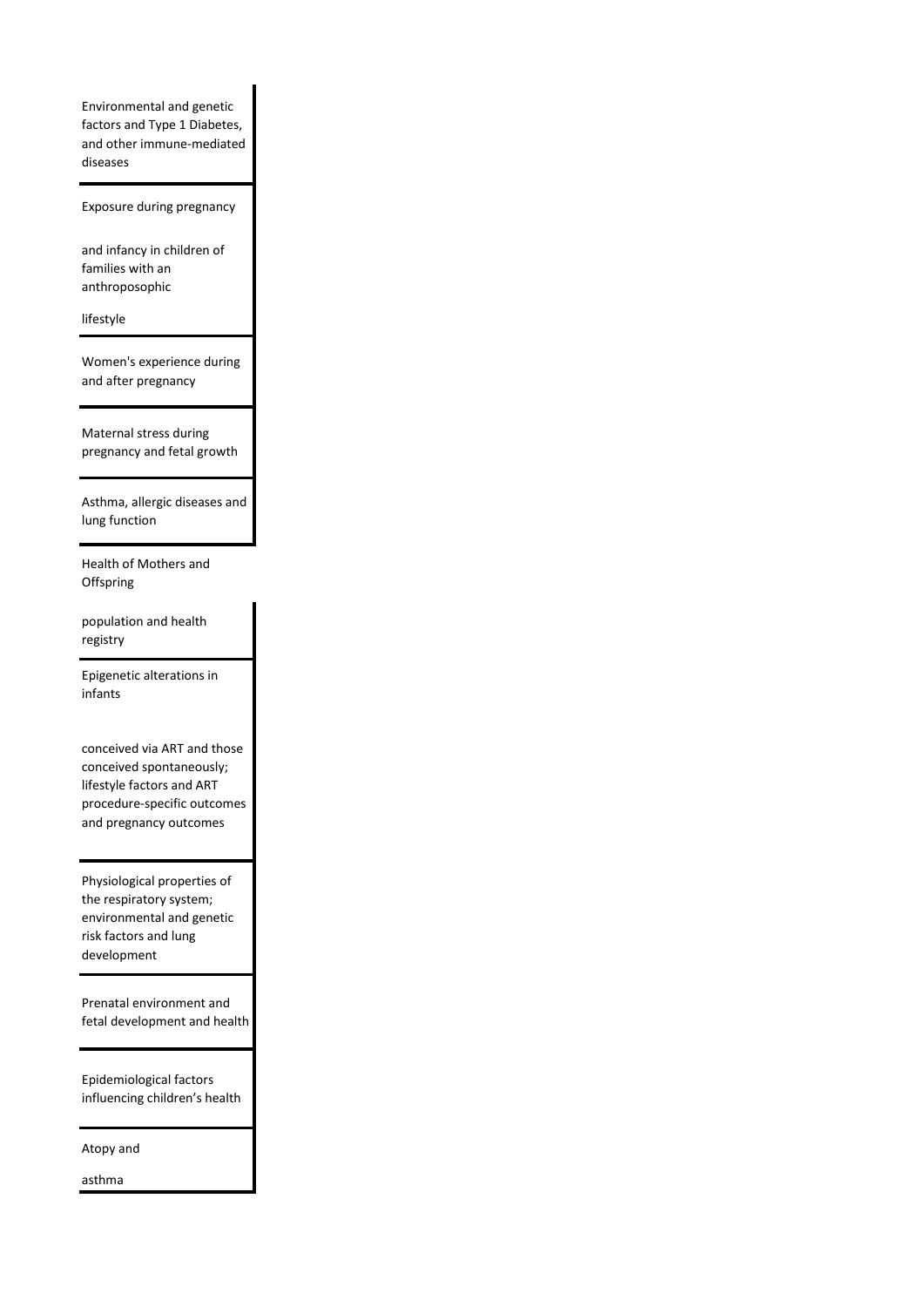| |
|---|
| Environmental and genetic factors and Type 1 Diabetes, and other immune-mediated diseases |
| Exposure during pregnancy and infancy in children of families with an anthroposophic lifestyle |
| Women's experience during and after pregnancy |
| Maternal stress during pregnancy and fetal growth |
| Asthma, allergic diseases and lung function |
| Health of Mothers and Offspring population and health registry |
| Epigenetic alterations in infants conceived via ART and those conceived spontaneously; lifestyle factors and ART procedure-specific outcomes and pregnancy outcomes |
| Physiological properties of the respiratory system; environmental and genetic risk factors and lung development |
| Prenatal environment and fetal development and health |
| Epidemiological factors influencing children's health |
| Atopy and asthma |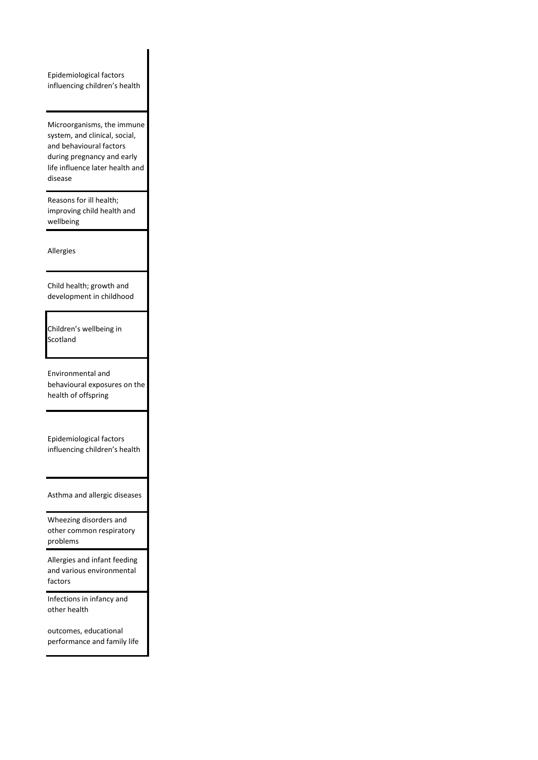| |
|---|
| Epidemiological factors influencing children's health |
| Microorganisms, the immune system, and clinical, social, and behavioural factors during pregnancy and early life influence later health and disease |
| Reasons for ill health; improving child health and wellbeing |
| Allergies |
| Child health; growth and development in childhood |
| Children's wellbeing in Scotland |
| Environmental and behavioural exposures on the health of offspring |
| Epidemiological factors influencing children's health |
| Asthma and allergic diseases |
| Wheezing disorders and other common respiratory problems |
| Allergies and infant feeding and various environmental factors |
| Infections in infancy and other health outcomes, educational performance and family life |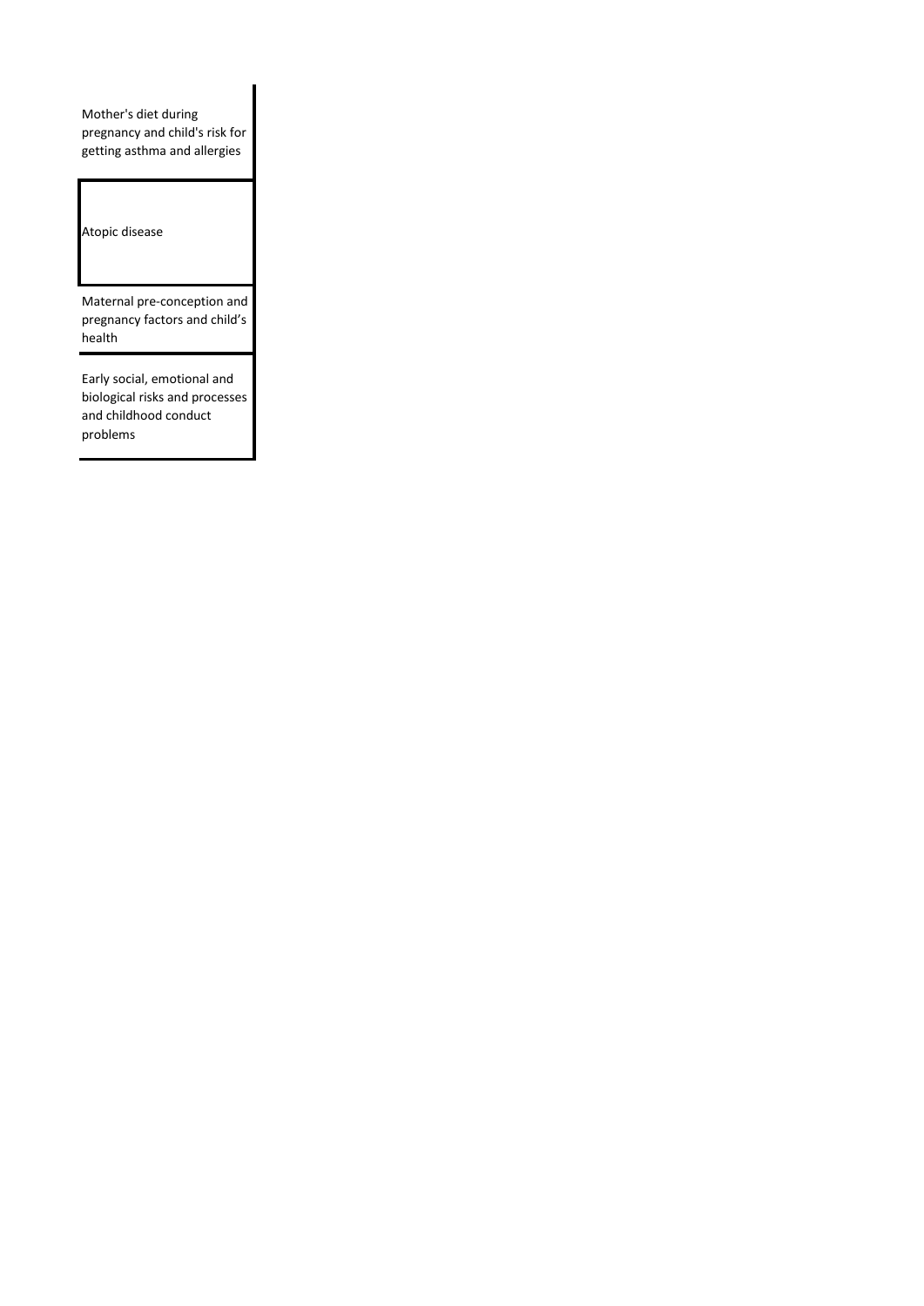| |
|---|
| Mother's diet during pregnancy and child's risk for getting asthma and allergies |
| Atopic disease |
| Maternal pre-conception and pregnancy factors and child's health |
| Early social, emotional and biological risks and processes and childhood conduct problems |